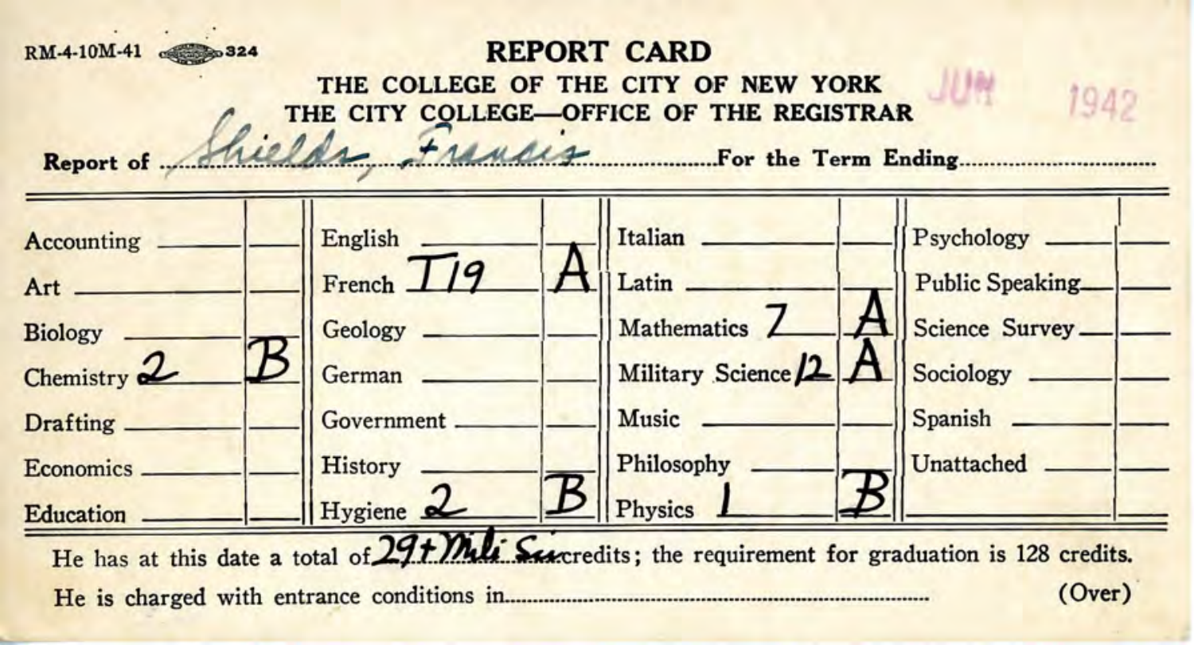RM-4-10M-41 324

# REPORT CARD

## THE COLLEGE OF THE CITY OF NEW YORK
## THE CITY COLLEGE—OFFICE OF THE REGISTRAR

JUN 1942

Report of Shields, Francis For the Term Ending

| Subject | Grade | Subject | Grade | Subject | Grade | Subject | Grade |
|---|---|---|---|---|---|---|---|
| Accounting | | English | | Italian | | Psychology | |
| Art | | French T19 | A | Latin | | Public Speaking | |
| Biology | | Geology | | Mathematics 7 | A | Science Survey | |
| Chemistry 2 | B | German | | Military Science 12 | A | Sociology | |
| Drafting | | Government | | Music | | Spanish | |
| Economics | | History | | Philosophy | | Unattached | |
| Education | | Hygiene 2 | B | Physics 1 | B | | |

He has at this date a total of 29 + Mili Sci credits; the requirement for graduation is 128 credits.

He is charged with entrance conditions in ..................

(Over)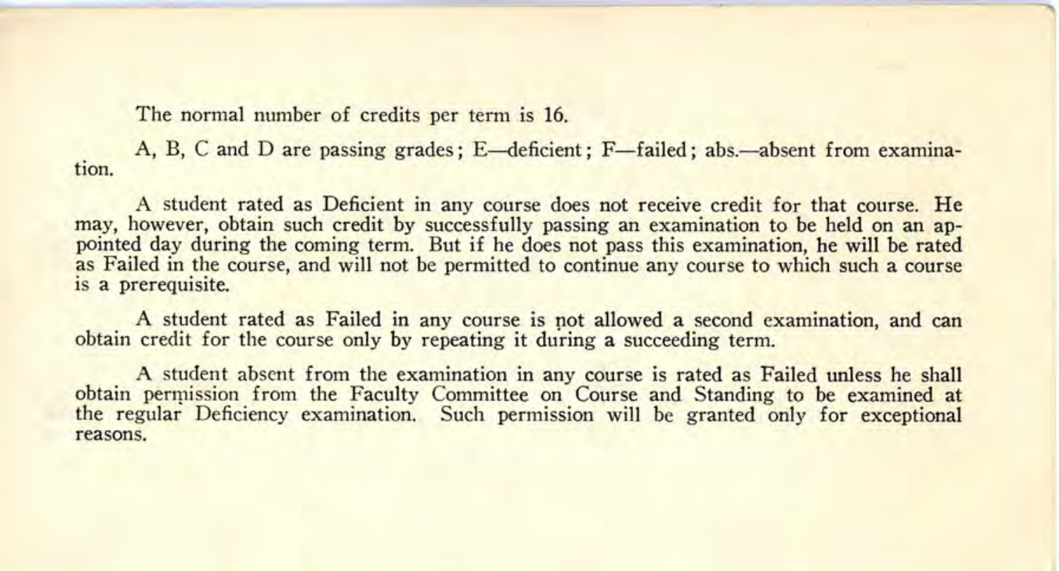The normal number of credits per term is 16.

A, B, C and D are passing grades; E—deficient; F—failed; abs.—absent from examination.

A student rated as Deficient in any course does not receive credit for that course. He may, however, obtain such credit by successfully passing an examination to be held on an appointed day during the coming term. But if he does not pass this examination, he will be rated as Failed in the course, and will not be permitted to continue any course to which such a course is a prerequisite.

A student rated as Failed in any course is not allowed a second examination, and can obtain credit for the course only by repeating it during a succeeding term.

A student absent from the examination in any course is rated as Failed unless he shall obtain permission from the Faculty Committee on Course and Standing to be examined at the regular Deficiency examination. Such permission will be granted only for exceptional reasons.